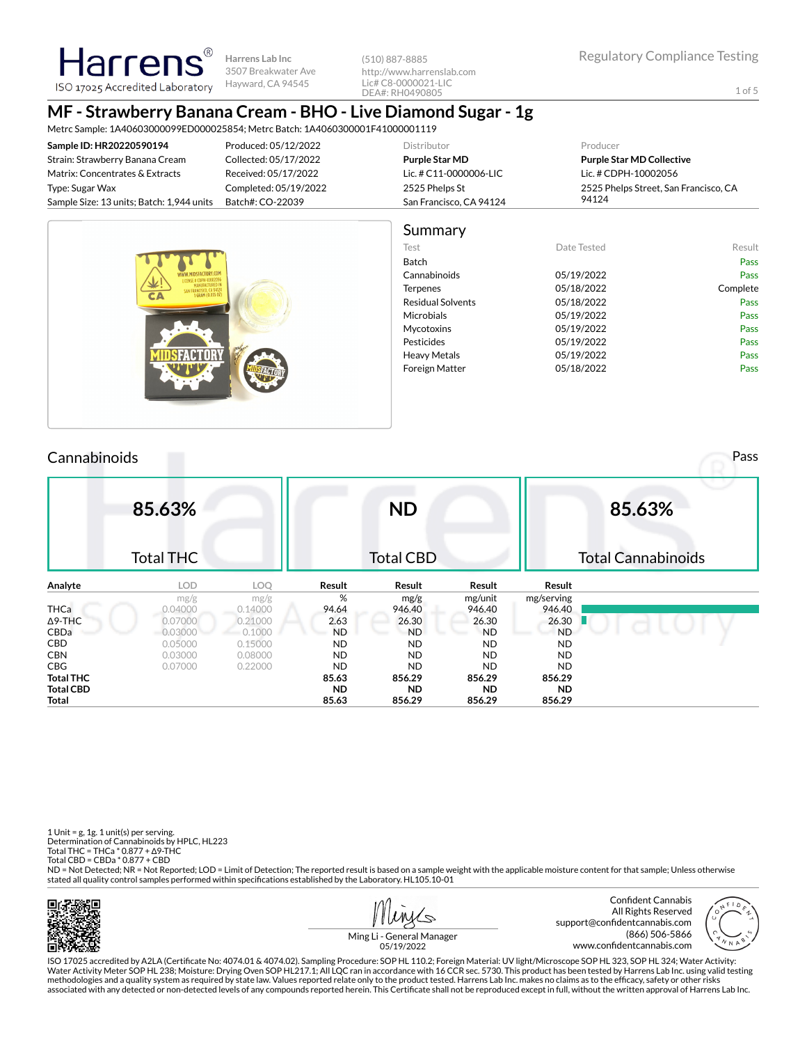Harrens® ISO 17025 Accredited Laboratory

Harrens Lab Inc
3507 Breakwater Ave
Hayward, CA 94545

(510) 887-8885
http://www.harrenslab.com
Lic# C8-0000021-LIC
DEA#: RH0490805

Regulatory Compliance Testing

# MF - Strawberry Banana Cream - BHO - Live Diamond Sugar - 1g

Metrc Sample: 1A40603000099ED000025854; Metrc Batch: 1A4060300001F41000001119

| | | Distributor | Producer |
|---|---|---|---|
| **Sample ID: HR20220590194** | Produced: 05/12/2022 | **Purple Star MD** | **Purple Star MD Collective** |
| Strain: Strawberry Banana Cream | Collected: 05/17/2022 | Lic. # C11-0000006-LIC | Lic. # CDPH-10002056 |
| Matrix: Concentrates & Extracts | Received: 05/17/2022 | 2525 Phelps St | 2525 Phelps Street, San Francisco, CA 94124 |
| Type: Sugar Wax | Completed: 05/19/2022 | San Francisco, CA 94124 | |
| Sample Size: 13 units; Batch: 1,944 units | Batch#: CO-22039 | | |

## Summary

| Test | Date Tested | Result |
|---|---|---|
| Batch | | Pass |
| Cannabinoids | 05/19/2022 | Pass |
| Terpenes | 05/18/2022 | Complete |
| Residual Solvents | 05/18/2022 | Pass |
| Microbials | 05/19/2022 | Pass |
| Mycotoxins | 05/19/2022 | Pass |
| Pesticides | 05/19/2022 | Pass |
| Heavy Metals | 05/19/2022 | Pass |
| Foreign Matter | 05/18/2022 | Pass |

## Cannabinoids

Pass

| 85.63% | ND | 85.63% |
|---|---|---|
| Total THC | Total CBD | Total Cannabinoids |

| Analyte | LOD | LOQ | Result | Result | Result | Result |
|---|---|---|---|---|---|---|
| | mg/g | mg/g | % | mg/g | mg/unit | mg/serving |
| THCa | 0.04000 | 0.14000 | 94.64 | 946.40 | 946.40 | 946.40 |
| Δ9-THC | 0.07000 | 0.21000 | 2.63 | 26.30 | 26.30 | 26.30 |
| CBDa | 0.03000 | 0.1000 | ND | ND | ND | ND |
| CBD | 0.05000 | 0.15000 | ND | ND | ND | ND |
| CBN | 0.03000 | 0.08000 | ND | ND | ND | ND |
| CBG | 0.07000 | 0.22000 | ND | ND | ND | ND |
| **Total THC** | | | **85.63** | **856.29** | **856.29** | **856.29** |
| **Total CBD** | | | **ND** | **ND** | **ND** | **ND** |
| **Total** | | | **85.63** | **856.29** | **856.29** | **856.29** |

1 Unit = g, 1g. 1 unit(s) per serving.
Determination of Cannabinoids by HPLC, HL223
Total THC = THCa * 0.877 + Δ9-THC
Total CBD = CBDa * 0.877 + CBD
ND = Not Detected; NR = Not Reported; LOD = Limit of Detection; The reported result is based on a sample weight with the applicable moisture content for that sample; Unless otherwise stated all quality control samples performed within specifications established by the Laboratory. HL105.10-01

Ming Li - General Manager
05/19/2022

Confident Cannabis
All Rights Reserved
support@confidentcannabis.com
(866) 506-5866
www.confidentcannabis.com

ISO 17025 accredited by A2LA (Certificate No: 4074.01 & 4074.02). Sampling Procedure: SOP HL 110.2; Foreign Material: UV light/Microscope SOP HL 323, SOP HL 324; Water Activity: Water Activity Meter SOP HL 238; Moisture: Drying Oven SOP HL217.1; All LQC ran in accordance with 16 CCR sec. 5730. This product has been tested by Harrens Lab Inc. using valid testing methodologies and a quality system as required by state law. Values reported relate only to the product tested. Harrens Lab Inc. makes no claims as to the efficacy, safety or other risks associated with any detected or non-detected levels of any compounds reported herein. This Certificate shall not be reproduced except in full, without the written approval of Harrens Lab Inc.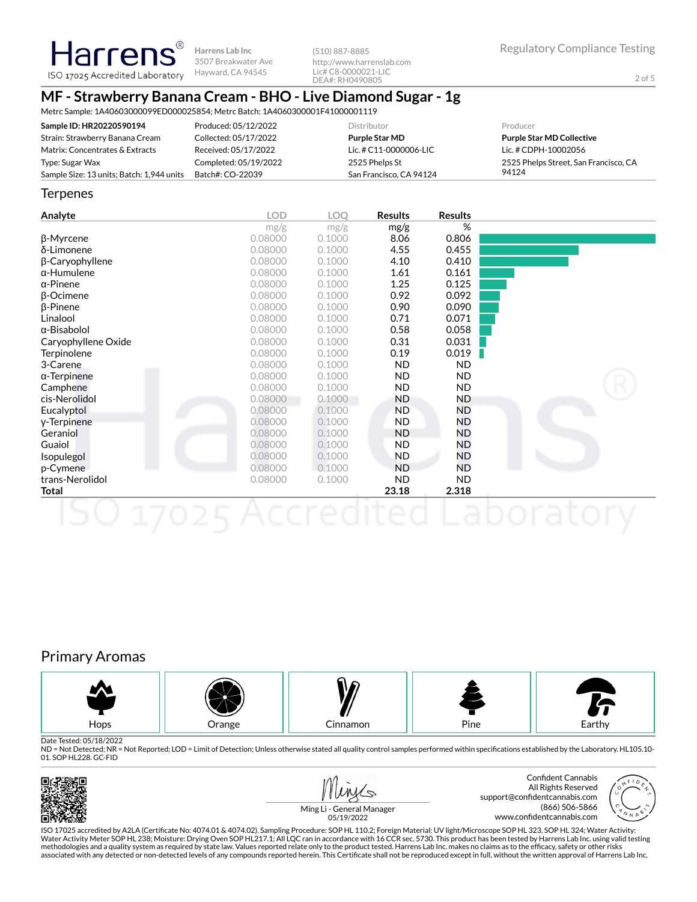Harrens® ISO 17025 Accredited Laboratory

Harrens Lab Inc
3507 Breakwater Ave
Hayward, CA 94545

(510) 887-8885
http://www.harrenslab.com
Lic# C8-0000021-LIC
DEA#: RH0490805

Regulatory Compliance Testing

# MF - Strawberry Banana Cream - BHO - Live Diamond Sugar - 1g

Metrc Sample: 1A40603000099ED000025854; Metrc Batch: 1A4060300001F41000001119

| | | Distributor | Producer |
|---|---|---|---|
| **Sample ID: HR20220590194** | Produced: 05/12/2022 | **Purple Star MD** | **Purple Star MD Collective** |
| Strain: Strawberry Banana Cream | Collected: 05/17/2022 | Lic. # C11-0000006-LIC | Lic. # CDPH-10002056 |
| Matrix: Concentrates & Extracts | Received: 05/17/2022 | 2525 Phelps St | 2525 Phelps Street, San Francisco, CA 94124 |
| Type: Sugar Wax | Completed: 05/19/2022 | San Francisco, CA 94124 | |
| Sample Size: 13 units; Batch: 1,944 units | Batch#: CO-22039 | | |

## Terpenes

| Analyte | LOD mg/g | LOQ mg/g | Results mg/g | Results % |
|---|---|---|---|---|
| β-Myrcene | 0.08000 | 0.1000 | 8.06 | 0.806 |
| δ-Limonene | 0.08000 | 0.1000 | 4.55 | 0.455 |
| β-Caryophyllene | 0.08000 | 0.1000 | 4.10 | 0.410 |
| α-Humulene | 0.08000 | 0.1000 | 1.61 | 0.161 |
| α-Pinene | 0.08000 | 0.1000 | 1.25 | 0.125 |
| β-Ocimene | 0.08000 | 0.1000 | 0.92 | 0.092 |
| β-Pinene | 0.08000 | 0.1000 | 0.90 | 0.090 |
| Linalool | 0.08000 | 0.1000 | 0.71 | 0.071 |
| α-Bisabolol | 0.08000 | 0.1000 | 0.58 | 0.058 |
| Caryophyllene Oxide | 0.08000 | 0.1000 | 0.31 | 0.031 |
| Terpinolene | 0.08000 | 0.1000 | 0.19 | 0.019 |
| 3-Carene | 0.08000 | 0.1000 | ND | ND |
| α-Terpinene | 0.08000 | 0.1000 | ND | ND |
| Camphene | 0.08000 | 0.1000 | ND | ND |
| cis-Nerolidol | 0.08000 | 0.1000 | ND | ND |
| Eucalyptol | 0.08000 | 0.1000 | ND | ND |
| γ-Terpinene | 0.08000 | 0.1000 | ND | ND |
| Geraniol | 0.08000 | 0.1000 | ND | ND |
| Guaiol | 0.08000 | 0.1000 | ND | ND |
| Isopulegol | 0.08000 | 0.1000 | ND | ND |
| p-Cymene | 0.08000 | 0.1000 | ND | ND |
| trans-Nerolidol | 0.08000 | 0.1000 | ND | ND |
| **Total** | | | **23.18** | **2.318** |

## Primary Aromas

Hops | Orange | Cinnamon | Pine | Earthy

Date Tested: 05/18/2022

ND = Not Detected; NR = Not Reported; LOD = Limit of Detection; Unless otherwise stated all quality control samples performed within specifications established by the Laboratory. HL105.10-01. SOP HL228. GC-FID

Ming Li - General Manager
05/19/2022

Confident Cannabis
All Rights Reserved
support@confidentcannabis.com
(866) 506-5866
www.confidentcannabis.com

ISO 17025 accredited by A2LA (Certificate No: 4074.01 & 4074.02). Sampling Procedure: SOP HL 110.2; Foreign Material: UV light/Microscope SOP HL 323, SOP HL 324; Water Activity: Water Activity Meter SOP HL 238; Moisture: Drying Oven SOP HL217.1; All LQC ran in accordance with 16 CCR sec. 5730. This product has been tested by Harrens Lab Inc. using valid testing methodologies and a quality system as required by state law. Values reported relate only to the product tested. Harrens Lab Inc. makes no claims as to the efficacy, safety or other risks associated with any detected or non-detected levels of any compounds reported herein. This Certificate shall not be reproduced except in full, without the written approval of Harrens Lab Inc.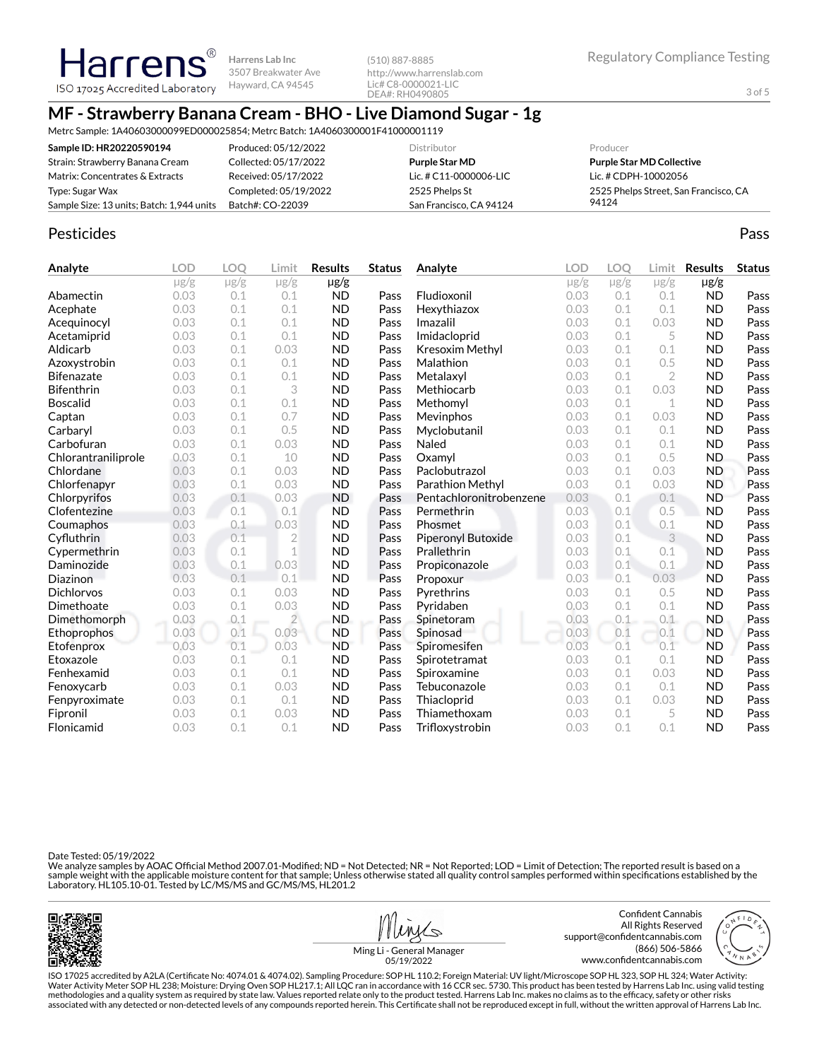Harrens
ISO 17025 Accredited Laboratory

Harrens Lab Inc
3507 Breakwater Ave
Hayward, CA 94545

(510) 887-8885
http://www.harrenslab.com
Lic# C8-0000021-LIC
DEA#: RH0490805

Regulatory Compliance Testing

# MF - Strawberry Banana Cream - BHO - Live Diamond Sugar - 1g

Metrc Sample: 1A40603000099ED000025854; Metrc Batch: 1A4060300001F41000001119

| | | Distributor | Producer |
|---|---|---|---|
| **Sample ID: HR20220590194** | Produced: 05/12/2022 | **Purple Star MD** | **Purple Star MD Collective** |
| Strain: Strawberry Banana Cream | Collected: 05/17/2022 | Lic. # C11-0000006-LIC | Lic. # CDPH-10002056 |
| Matrix: Concentrates & Extracts | Received: 05/17/2022 | 2525 Phelps St | 2525 Phelps Street, San Francisco, CA 94124 |
| Type: Sugar Wax | Completed: 05/19/2022 | San Francisco, CA 94124 | |
| Sample Size: 13 units; Batch: 1,944 units | Batch#: CO-22039 | | |

## Pesticides

Pass

| Analyte | LOD | LOQ | Limit | Results | Status |
|---|---|---|---|---|---|
| | µg/g | µg/g | µg/g | µg/g | |
| Abamectin | 0.03 | 0.1 | 0.1 | ND | Pass |
| Acephate | 0.03 | 0.1 | 0.1 | ND | Pass |
| Acequinocyl | 0.03 | 0.1 | 0.1 | ND | Pass |
| Acetamiprid | 0.03 | 0.1 | 0.1 | ND | Pass |
| Aldicarb | 0.03 | 0.1 | 0.03 | ND | Pass |
| Azoxystrobin | 0.03 | 0.1 | 0.1 | ND | Pass |
| Bifenazate | 0.03 | 0.1 | 0.1 | ND | Pass |
| Bifenthrin | 0.03 | 0.1 | 3 | ND | Pass |
| Boscalid | 0.03 | 0.1 | 0.1 | ND | Pass |
| Captan | 0.03 | 0.1 | 0.7 | ND | Pass |
| Carbaryl | 0.03 | 0.1 | 0.5 | ND | Pass |
| Carbofuran | 0.03 | 0.1 | 0.03 | ND | Pass |
| Chlorantraniliprole | 0.03 | 0.1 | 10 | ND | Pass |
| Chlordane | 0.03 | 0.1 | 0.03 | ND | Pass |
| Chlorfenapyr | 0.03 | 0.1 | 0.03 | ND | Pass |
| Chlorpyrifos | 0.03 | 0.1 | 0.03 | ND | Pass |
| Clofentezine | 0.03 | 0.1 | 0.1 | ND | Pass |
| Coumaphos | 0.03 | 0.1 | 0.03 | ND | Pass |
| Cyfluthrin | 0.03 | 0.1 | 2 | ND | Pass |
| Cypermethrin | 0.03 | 0.1 | 1 | ND | Pass |
| Daminozide | 0.03 | 0.1 | 0.03 | ND | Pass |
| Diazinon | 0.03 | 0.1 | 0.1 | ND | Pass |
| Dichlorvos | 0.03 | 0.1 | 0.03 | ND | Pass |
| Dimethoate | 0.03 | 0.1 | 0.03 | ND | Pass |
| Dimethomorph | 0.03 | 0.1 | 2 | ND | Pass |
| Ethoprophos | 0.03 | 0.1 | 0.03 | ND | Pass |
| Etofenprox | 0.03 | 0.1 | 0.03 | ND | Pass |
| Etoxazole | 0.03 | 0.1 | 0.1 | ND | Pass |
| Fenhexamid | 0.03 | 0.1 | 0.1 | ND | Pass |
| Fenoxycarb | 0.03 | 0.1 | 0.03 | ND | Pass |
| Fenpyroximate | 0.03 | 0.1 | 0.1 | ND | Pass |
| Fipronil | 0.03 | 0.1 | 0.03 | ND | Pass |
| Flonicamid | 0.03 | 0.1 | 0.1 | ND | Pass |
| Fludioxonil | 0.03 | 0.1 | 0.1 | ND | Pass |
| Hexythiazox | 0.03 | 0.1 | 0.1 | ND | Pass |
| Imazalil | 0.03 | 0.1 | 0.03 | ND | Pass |
| Imidacloprid | 0.03 | 0.1 | 5 | ND | Pass |
| Kresoxim Methyl | 0.03 | 0.1 | 0.1 | ND | Pass |
| Malathion | 0.03 | 0.1 | 0.5 | ND | Pass |
| Metalaxyl | 0.03 | 0.1 | 2 | ND | Pass |
| Methiocarb | 0.03 | 0.1 | 0.03 | ND | Pass |
| Methomyl | 0.03 | 0.1 | 1 | ND | Pass |
| Mevinphos | 0.03 | 0.1 | 0.03 | ND | Pass |
| Myclobutanil | 0.03 | 0.1 | 0.1 | ND | Pass |
| Naled | 0.03 | 0.1 | 0.1 | ND | Pass |
| Oxamyl | 0.03 | 0.1 | 0.5 | ND | Pass |
| Paclobutrazol | 0.03 | 0.1 | 0.03 | ND | Pass |
| Parathion Methyl | 0.03 | 0.1 | 0.03 | ND | Pass |
| Pentachloronitrobenzene | 0.03 | 0.1 | 0.1 | ND | Pass |
| Permethrin | 0.03 | 0.1 | 0.5 | ND | Pass |
| Phosmet | 0.03 | 0.1 | 0.1 | ND | Pass |
| Piperonyl Butoxide | 0.03 | 0.1 | 3 | ND | Pass |
| Prallethrin | 0.03 | 0.1 | 0.1 | ND | Pass |
| Propiconazole | 0.03 | 0.1 | 0.1 | ND | Pass |
| Propoxur | 0.03 | 0.1 | 0.03 | ND | Pass |
| Pyrethrins | 0.03 | 0.1 | 0.5 | ND | Pass |
| Pyridaben | 0.03 | 0.1 | 0.1 | ND | Pass |
| Spinetoram | 0.03 | 0.1 | 0.1 | ND | Pass |
| Spinosad | 0.03 | 0.1 | 0.1 | ND | Pass |
| Spiromesifen | 0.03 | 0.1 | 0.1 | ND | Pass |
| Spirotetramat | 0.03 | 0.1 | 0.1 | ND | Pass |
| Spiroxamine | 0.03 | 0.1 | 0.03 | ND | Pass |
| Tebuconazole | 0.03 | 0.1 | 0.1 | ND | Pass |
| Thiacloprid | 0.03 | 0.1 | 0.03 | ND | Pass |
| Thiamethoxam | 0.03 | 0.1 | 5 | ND | Pass |
| Trifloxystrobin | 0.03 | 0.1 | 0.1 | ND | Pass |

Date Tested: 05/19/2022
We analyze samples by AOAC Official Method 2007.01-Modified; ND = Not Detected; NR = Not Reported; LOD = Limit of Detection; The reported result is based on a sample weight with the applicable moisture content for that sample; Unless otherwise stated all quality control samples performed within specifications established by the Laboratory. HL105.10-01. Tested by LC/MS/MS and GC/MS/MS, HL201.2

Ming Li - General Manager
05/19/2022

Confident Cannabis
All Rights Reserved
support@confidentcannabis.com
(866) 506-5866
www.confidentcannabis.com

ISO 17025 accredited by A2LA (Certificate No: 4074.01 & 4074.02). Sampling Procedure: SOP HL 110.2; Foreign Material: UV light/Microscope SOP HL 323, SOP HL 324; Water Activity: Water Activity Meter SOP HL 238; Moisture: Drying Oven SOP HL217.1; All LQC ran in accordance with 16 CCR sec. 5730. This product has been tested by Harrens Lab Inc. using valid testing methodologies and a quality system as required by state law. Values reported relate only to the product tested. Harrens Lab Inc. makes no claims as to the efficacy, safety or other risks associated with any detected or non-detected levels of any compounds reported herein. This Certificate shall not be reproduced except in full, without the written approval of Harrens Lab Inc.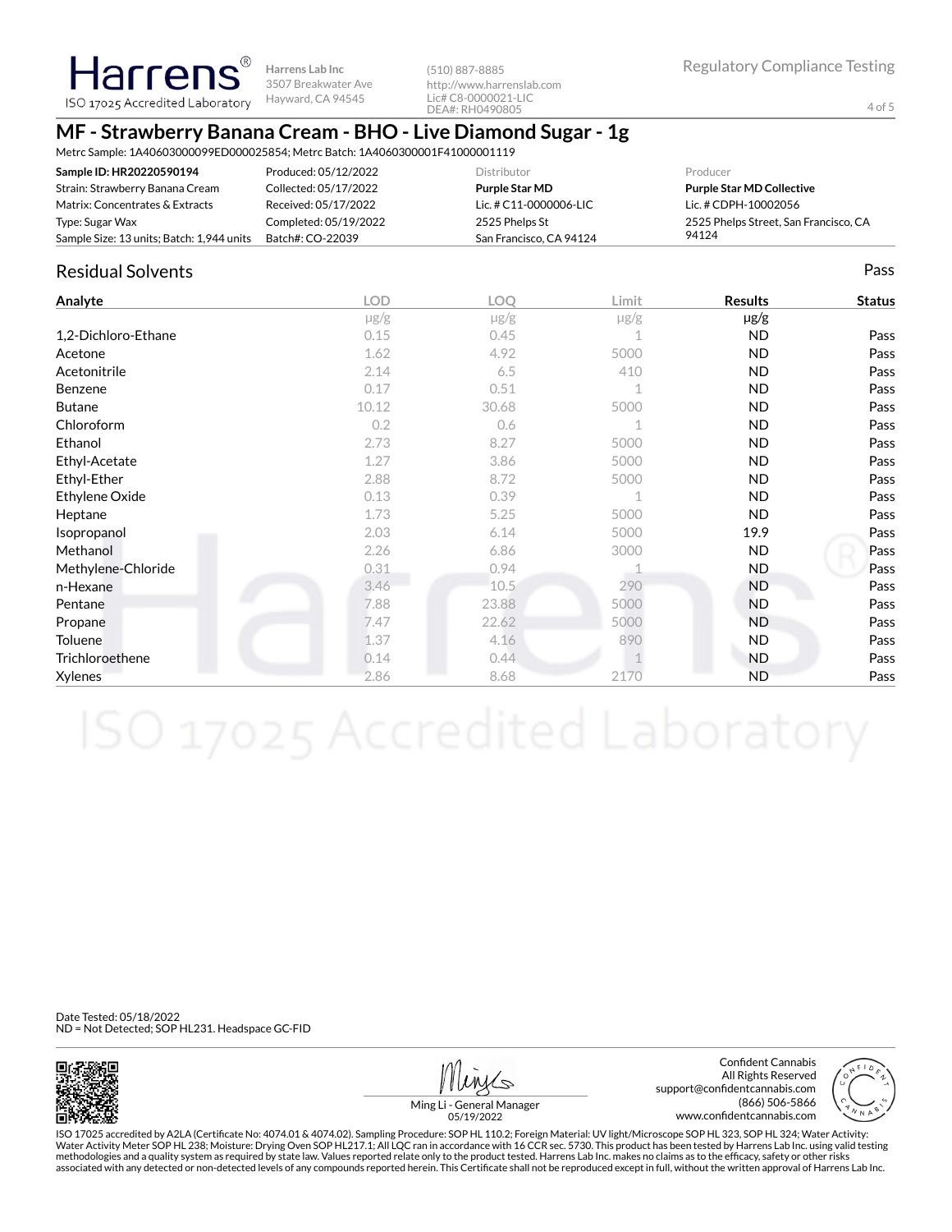Harrens® ISO 17025 Accredited Laboratory

Harrens Lab Inc
3507 Breakwater Ave
Hayward, CA 94545

(510) 887-8885
http://www.harrenslab.com
Lic# C8-0000021-LIC
DEA#: RH0490805

Regulatory Compliance Testing

# MF - Strawberry Banana Cream - BHO - Live Diamond Sugar - 1g

Metrc Sample: 1A40603000099ED000025854; Metrc Batch: 1A4060300001F41000001119

| | | Distributor | Producer |
|---|---|---|---|
| **Sample ID: HR20220590194** | Produced: 05/12/2022 | **Purple Star MD** | **Purple Star MD Collective** |
| Strain: Strawberry Banana Cream | Collected: 05/17/2022 | Lic. # C11-0000006-LIC | Lic. # CDPH-10002056 |
| Matrix: Concentrates & Extracts | Received: 05/17/2022 | 2525 Phelps St | 2525 Phelps Street, San Francisco, CA 94124 |
| Type: Sugar Wax | Completed: 05/19/2022 | San Francisco, CA 94124 | |
| Sample Size: 13 units; Batch: 1,944 units | Batch#: CO-22039 | | |

## Residual Solvents

Pass

| Analyte | LOD | LOQ | Limit | Results | Status |
|---|---|---|---|---|---|
| | µg/g | µg/g | µg/g | µg/g | |
| 1,2-Dichloro-Ethane | 0.15 | 0.45 | 1 | ND | Pass |
| Acetone | 1.62 | 4.92 | 5000 | ND | Pass |
| Acetonitrile | 2.14 | 6.5 | 410 | ND | Pass |
| Benzene | 0.17 | 0.51 | 1 | ND | Pass |
| Butane | 10.12 | 30.68 | 5000 | ND | Pass |
| Chloroform | 0.2 | 0.6 | 1 | ND | Pass |
| Ethanol | 2.73 | 8.27 | 5000 | ND | Pass |
| Ethyl-Acetate | 1.27 | 3.86 | 5000 | ND | Pass |
| Ethyl-Ether | 2.88 | 8.72 | 5000 | ND | Pass |
| Ethylene Oxide | 0.13 | 0.39 | 1 | ND | Pass |
| Heptane | 1.73 | 5.25 | 5000 | ND | Pass |
| Isopropanol | 2.03 | 6.14 | 5000 | 19.9 | Pass |
| Methanol | 2.26 | 6.86 | 3000 | ND | Pass |
| Methylene-Chloride | 0.31 | 0.94 | 1 | ND | Pass |
| n-Hexane | 3.46 | 10.5 | 290 | ND | Pass |
| Pentane | 7.88 | 23.88 | 5000 | ND | Pass |
| Propane | 7.47 | 22.62 | 5000 | ND | Pass |
| Toluene | 1.37 | 4.16 | 890 | ND | Pass |
| Trichloroethene | 0.14 | 0.44 | 1 | ND | Pass |
| Xylenes | 2.86 | 8.68 | 2170 | ND | Pass |

Date Tested: 05/18/2022
ND = Not Detected; SOP HL231. Headspace GC-FID

Ming Li - General Manager
05/19/2022

Confident Cannabis
All Rights Reserved
support@confidentcannabis.com
(866) 506-5866
www.confidentcannabis.com

ISO 17025 accredited by A2LA (Certificate No: 4074.01 & 4074.02). Sampling Procedure: SOP HL 110.2; Foreign Material: UV light/Microscope SOP HL 323, SOP HL 324; Water Activity: Water Activity Meter SOP HL 238; Moisture: Drying Oven SOP HL217.1; All LQC ran in accordance with 16 CCR sec. 5730. This product has been tested by Harrens Lab Inc. using valid testing methodologies and a quality system as required by state law. Values reported relate only to the product tested. Harrens Lab Inc. makes no claims as to the efficacy, safety or other risks associated with any detected or non-detected levels of any compounds reported herein. This Certificate shall not be reproduced except in full, without the written approval of Harrens Lab Inc.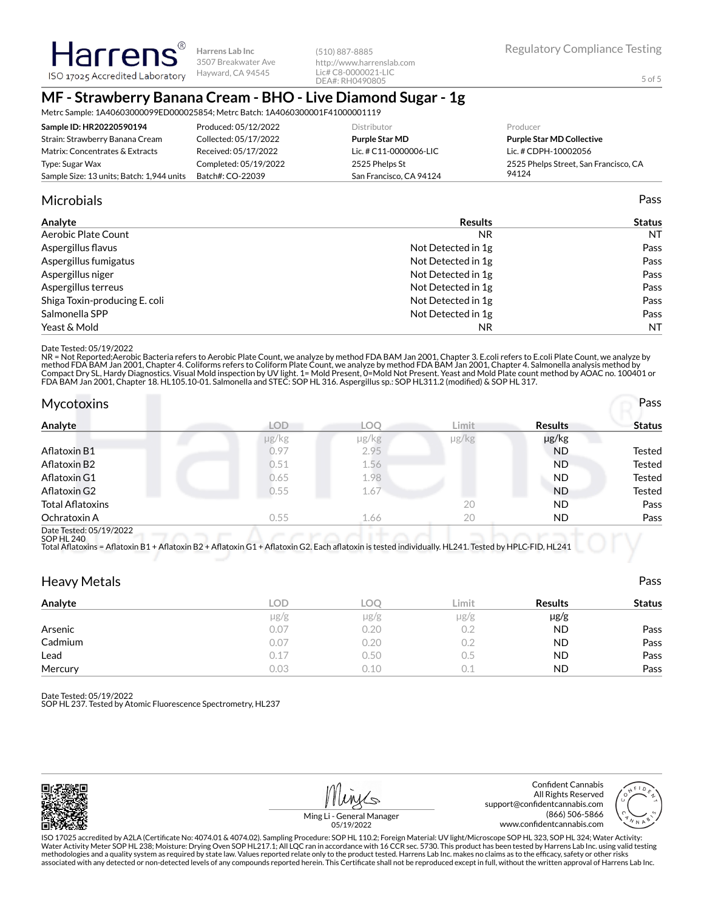Harrens® ISO 17025 Accredited Laboratory

Harrens Lab Inc
3507 Breakwater Ave
Hayward, CA 94545

(510) 887-8885
http://www.harrenslab.com
Lic# C8-0000021-LIC
DEA#: RH0490805

Regulatory Compliance Testing

# MF - Strawberry Banana Cream - BHO - Live Diamond Sugar - 1g

Metrc Sample: 1A40603000099ED000025854; Metrc Batch: 1A4060300001F41000001119

| | | | |
|---|---|---|---|
| **Sample ID: HR20220590194** | Produced: 05/12/2022 | Distributor | Producer |
| Strain: Strawberry Banana Cream | Collected: 05/17/2022 | **Purple Star MD** | **Purple Star MD Collective** |
| Matrix: Concentrates & Extracts | Received: 05/17/2022 | Lic. # C11-0000006-LIC | Lic. # CDPH-10002056 |
| Type: Sugar Wax | Completed: 05/19/2022 | 2525 Phelps St | 2525 Phelps Street, San Francisco, CA 94124 |
| Sample Size: 13 units; Batch: 1,944 units | Batch#: CO-22039 | San Francisco, CA 94124 | |

## Microbials

Pass

| Analyte | Results | Status |
|---|---|---|
| Aerobic Plate Count | NR | NT |
| Aspergillus flavus | Not Detected in 1g | Pass |
| Aspergillus fumigatus | Not Detected in 1g | Pass |
| Aspergillus niger | Not Detected in 1g | Pass |
| Aspergillus terreus | Not Detected in 1g | Pass |
| Shiga Toxin-producing E. coli | Not Detected in 1g | Pass |
| Salmonella SPP | Not Detected in 1g | Pass |
| Yeast & Mold | NR | NT |

Date Tested: 05/19/2022
NR = Not Reported;Aerobic Bacteria refers to Aerobic Plate Count, we analyze by method FDA BAM Jan 2001, Chapter 3. E.coli refers to E.coli Plate Count, we analyze by method FDA BAM Jan 2001, Chapter 4. Coliforms refers to Coliform Plate Count, we analyze by method FDA BAM Jan 2001, Chapter 4. Salmonella analysis method by Compact Dry SL, Hardy Diagnostics. Visual Mold inspection by UV light. 1= Mold Present, 0=Mold Not Present. Yeast and Mold Plate count method by AOAC no. 100401 or FDA BAM Jan 2001, Chapter 18. HL105.10-01. Salmonella and STEC: SOP HL 316. Aspergillus sp.: SOP HL311.2 (modified) & SOP HL 317.

## Mycotoxins

Pass

| Analyte | LOD | LOQ | Limit | Results | Status |
|---|---|---|---|---|---|
| | µg/kg | µg/kg | µg/kg | µg/kg | |
| Aflatoxin B1 | 0.97 | 2.95 | | ND | Tested |
| Aflatoxin B2 | 0.51 | 1.56 | | ND | Tested |
| Aflatoxin G1 | 0.65 | 1.98 | | ND | Tested |
| Aflatoxin G2 | 0.55 | 1.67 | | ND | Tested |
| Total Aflatoxins | | | 20 | ND | Pass |
| Ochratoxin A | 0.55 | 1.66 | 20 | ND | Pass |

Date Tested: 05/19/2022
SOP HL 240
Total Aflatoxins = Aflatoxin B1 + Aflatoxin B2 + Aflatoxin G1 + Aflatoxin G2. Each aflatoxin is tested individually. HL241. Tested by HPLC-FID, HL241

## Heavy Metals

Pass

| Analyte | LOD | LOQ | Limit | Results | Status |
|---|---|---|---|---|---|
| | µg/g | µg/g | µg/g | µg/g | |
| Arsenic | 0.07 | 0.20 | 0.2 | ND | Pass |
| Cadmium | 0.07 | 0.20 | 0.2 | ND | Pass |
| Lead | 0.17 | 0.50 | 0.5 | ND | Pass |
| Mercury | 0.03 | 0.10 | 0.1 | ND | Pass |

Date Tested: 05/19/2022
SOP HL 237. Tested by Atomic Fluorescence Spectrometry, HL237

Ming Li - General Manager
05/19/2022

Confident Cannabis
All Rights Reserved
support@confidentcannabis.com
(866) 506-5866
www.confidentcannabis.com

ISO 17025 accredited by A2LA (Certificate No: 4074.01 & 4074.02). Sampling Procedure: SOP HL 110.2; Foreign Material: UV light/Microscope SOP HL 323, SOP HL 324; Water Activity: Water Activity Meter SOP HL 238; Moisture: Drying Oven SOP HL217.1; All LQC ran in accordance with 16 CCR sec. 5730. This product has been tested by Harrens Lab Inc. using valid testing methodologies and a quality system as required by state law. Values reported relate only to the product tested. Harrens Lab Inc. makes no claims as to the efficacy, safety or other risks associated with any detected or non-detected levels of any compounds reported herein. This Certificate shall not be reproduced except in full, without the written approval of Harrens Lab Inc.